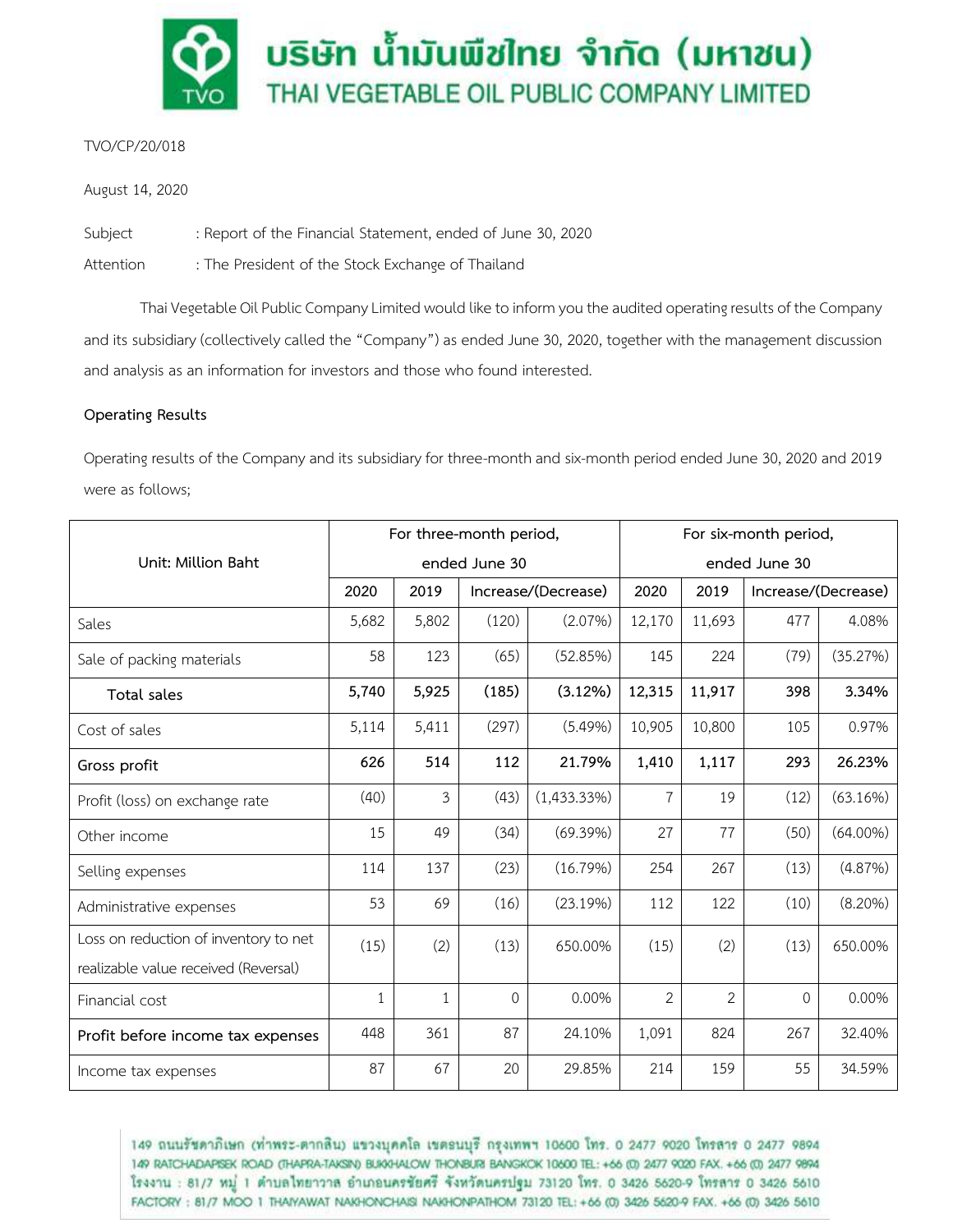# บริษัท น้ำมันพืชไทย จำกัด (มหาชน)
# THAI VEGETABLE OIL PUBLIC COMPANY LIMITED

TVO/CP/20/018

August 14, 2020

Subject : Report of the Financial Statement, ended of June 30, 2020

Attention : The President of the Stock Exchange of Thailand

Thai Vegetable Oil Public Company Limited would like to inform you the audited operating results of the Company and its subsidiary (collectively called the "Company") as ended June 30, 2020, together with the management discussion and analysis as an information for investors and those who found interested.

**Operating Results**

Operating results of the Company and its subsidiary for three-month and six-month period ended June 30, 2020 and 2019 were as follows;

| Unit: Million Baht | For three-month period, ended June 30 | | | | For six-month period, ended June 30 | | | |
|---|---|---|---|---|---|---|---|---|
| | 2020 | 2019 | Increase/(Decrease) | | 2020 | 2019 | Increase/(Decrease) | |
| Sales | 5,682 | 5,802 | (120) | (2.07%) | 12,170 | 11,693 | 477 | 4.08% |
| Sale of packing materials | 58 | 123 | (65) | (52.85%) | 145 | 224 | (79) | (35.27%) |
| **Total sales** | **5,740** | **5,925** | **(185)** | **(3.12%)** | **12,315** | **11,917** | **398** | **3.34%** |
| Cost of sales | 5,114 | 5,411 | (297) | (5.49%) | 10,905 | 10,800 | 105 | 0.97% |
| **Gross profit** | **626** | **514** | **112** | **21.79%** | **1,410** | **1,117** | **293** | **26.23%** |
| Profit (loss) on exchange rate | (40) | 3 | (43) | (1,433.33%) | 7 | 19 | (12) | (63.16%) |
| Other income | 15 | 49 | (34) | (69.39%) | 27 | 77 | (50) | (64.00%) |
| Selling expenses | 114 | 137 | (23) | (16.79%) | 254 | 267 | (13) | (4.87%) |
| Administrative expenses | 53 | 69 | (16) | (23.19%) | 112 | 122 | (10) | (8.20%) |
| Loss on reduction of inventory to net realizable value received (Reversal) | (15) | (2) | (13) | 650.00% | (15) | (2) | (13) | 650.00% |
| Financial cost | 1 | 1 | 0 | 0.00% | 2 | 2 | 0 | 0.00% |
| **Profit before income tax expenses** | 448 | 361 | 87 | 24.10% | 1,091 | 824 | 267 | 32.40% |
| Income tax expenses | 87 | 67 | 20 | 29.85% | 214 | 159 | 55 | 34.59% |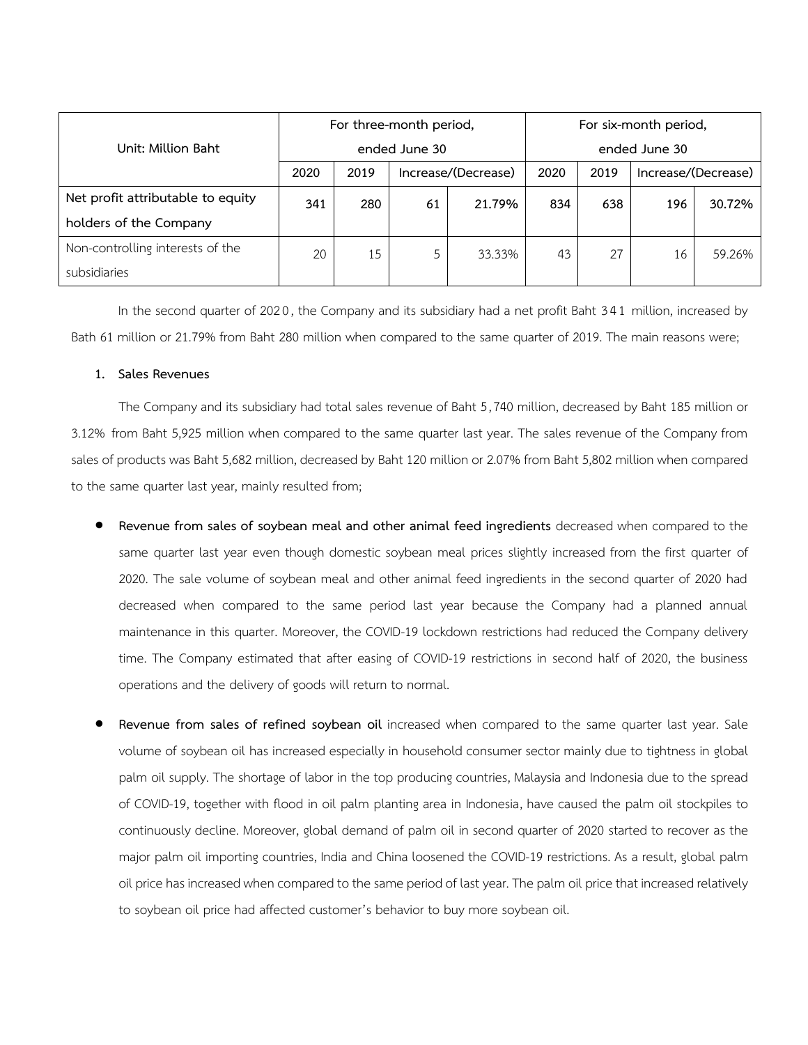| Unit: Million Baht | For three-month period, ended June 30 | | | | For six-month period, ended June 30 | | | |
|---|---|---|---|---|---|---|---|---|
| | 2020 | 2019 | Increase/(Decrease) | | 2020 | 2019 | Increase/(Decrease) | |
| **Net profit attributable to equity holders of the Company** | **341** | **280** | **61** | **21.79%** | **834** | **638** | **196** | **30.72%** |
| Non-controlling interests of the subsidiaries | 20 | 15 | 5 | 33.33% | 43 | 27 | 16 | 59.26% |

In the second quarter of 2020, the Company and its subsidiary had a net profit Baht 341 million, increased by Bath 61 million or 21.79% from Baht 280 million when compared to the same quarter of 2019. The main reasons were;

1. **Sales Revenues**

The Company and its subsidiary had total sales revenue of Baht 5,740 million, decreased by Baht 185 million or 3.12% from Baht 5,925 million when compared to the same quarter last year. The sales revenue of the Company from sales of products was Baht 5,682 million, decreased by Baht 120 million or 2.07% from Baht 5,802 million when compared to the same quarter last year, mainly resulted from;

- **Revenue from sales of soybean meal and other animal feed ingredients** decreased when compared to the same quarter last year even though domestic soybean meal prices slightly increased from the first quarter of 2020. The sale volume of soybean meal and other animal feed ingredients in the second quarter of 2020 had decreased when compared to the same period last year because the Company had a planned annual maintenance in this quarter. Moreover, the COVID-19 lockdown restrictions had reduced the Company delivery time. The Company estimated that after easing of COVID-19 restrictions in second half of 2020, the business operations and the delivery of goods will return to normal.

- **Revenue from sales of refined soybean oil** increased when compared to the same quarter last year. Sale volume of soybean oil has increased especially in household consumer sector mainly due to tightness in global palm oil supply. The shortage of labor in the top producing countries, Malaysia and Indonesia due to the spread of COVID-19, together with flood in oil palm planting area in Indonesia, have caused the palm oil stockpiles to continuously decline. Moreover, global demand of palm oil in second quarter of 2020 started to recover as the major palm oil importing countries, India and China loosened the COVID-19 restrictions. As a result, global palm oil price has increased when compared to the same period of last year. The palm oil price that increased relatively to soybean oil price had affected customer's behavior to buy more soybean oil.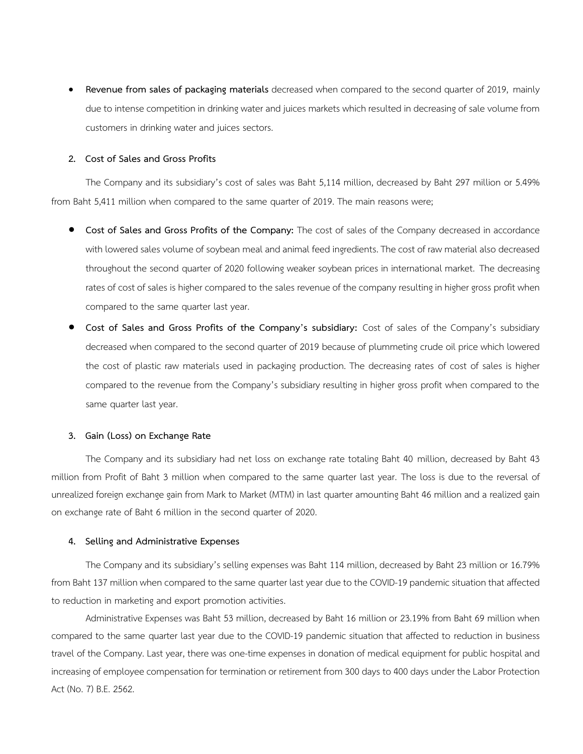- **Revenue from sales of packaging materials** decreased when compared to the second quarter of 2019, mainly due to intense competition in drinking water and juices markets which resulted in decreasing of sale volume from customers in drinking water and juices sectors.

**2. Cost of Sales and Gross Profits**

The Company and its subsidiary's cost of sales was Baht 5,114 million, decreased by Baht 297 million or 5.49% from Baht 5,411 million when compared to the same quarter of 2019. The main reasons were;

- **Cost of Sales and Gross Profits of the Company:** The cost of sales of the Company decreased in accordance with lowered sales volume of soybean meal and animal feed ingredients. The cost of raw material also decreased throughout the second quarter of 2020 following weaker soybean prices in international market. The decreasing rates of cost of sales is higher compared to the sales revenue of the company resulting in higher gross profit when compared to the same quarter last year.
- **Cost of Sales and Gross Profits of the Company's subsidiary:** Cost of sales of the Company's subsidiary decreased when compared to the second quarter of 2019 because of plummeting crude oil price which lowered the cost of plastic raw materials used in packaging production. The decreasing rates of cost of sales is higher compared to the revenue from the Company's subsidiary resulting in higher gross profit when compared to the same quarter last year.

**3. Gain (Loss) on Exchange Rate**

The Company and its subsidiary had net loss on exchange rate totaling Baht 40 million, decreased by Baht 43 million from Profit of Baht 3 million when compared to the same quarter last year. The loss is due to the reversal of unrealized foreign exchange gain from Mark to Market (MTM) in last quarter amounting Baht 46 million and a realized gain on exchange rate of Baht 6 million in the second quarter of 2020.

**4. Selling and Administrative Expenses**

The Company and its subsidiary's selling expenses was Baht 114 million, decreased by Baht 23 million or 16.79% from Baht 137 million when compared to the same quarter last year due to the COVID-19 pandemic situation that affected to reduction in marketing and export promotion activities.

Administrative Expenses was Baht 53 million, decreased by Baht 16 million or 23.19% from Baht 69 million when compared to the same quarter last year due to the COVID-19 pandemic situation that affected to reduction in business travel of the Company. Last year, there was one-time expenses in donation of medical equipment for public hospital and increasing of employee compensation for termination or retirement from 300 days to 400 days under the Labor Protection Act (No. 7) B.E. 2562.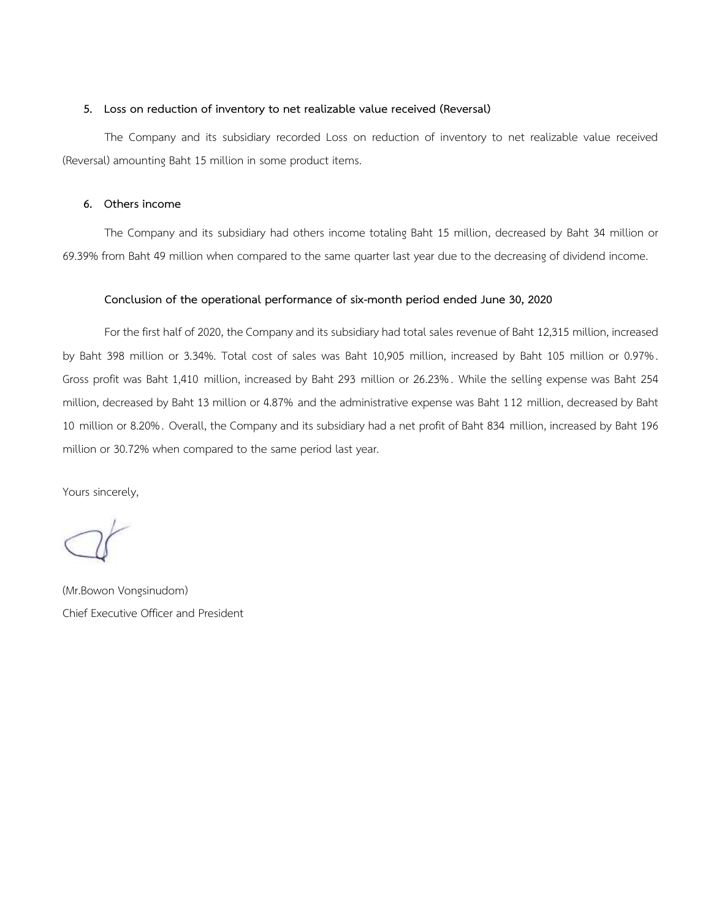5. **Loss on reduction of inventory to net realizable value received (Reversal)**

The Company and its subsidiary recorded Loss on reduction of inventory to net realizable value received (Reversal) amounting Baht 15 million in some product items.

6. **Others income**

The Company and its subsidiary had others income totaling Baht 15 million, decreased by Baht 34 million or 69.39% from Baht 49 million when compared to the same quarter last year due to the decreasing of dividend income.

**Conclusion of the operational performance of six-month period ended June 30, 2020**

For the first half of 2020, the Company and its subsidiary had total sales revenue of Baht 12,315 million, increased by Baht 398 million or 3.34%. Total cost of sales was Baht 10,905 million, increased by Baht 105 million or 0.97%. Gross profit was Baht 1,410 million, increased by Baht 293 million or 26.23%. While the selling expense was Baht 254 million, decreased by Baht 13 million or 4.87% and the administrative expense was Baht 112 million, decreased by Baht 10 million or 8.20%. Overall, the Company and its subsidiary had a net profit of Baht 834 million, increased by Baht 196 million or 30.72% when compared to the same period last year.

Yours sincerely,

(Mr.Bowon Vongsinudom)
Chief Executive Officer and President